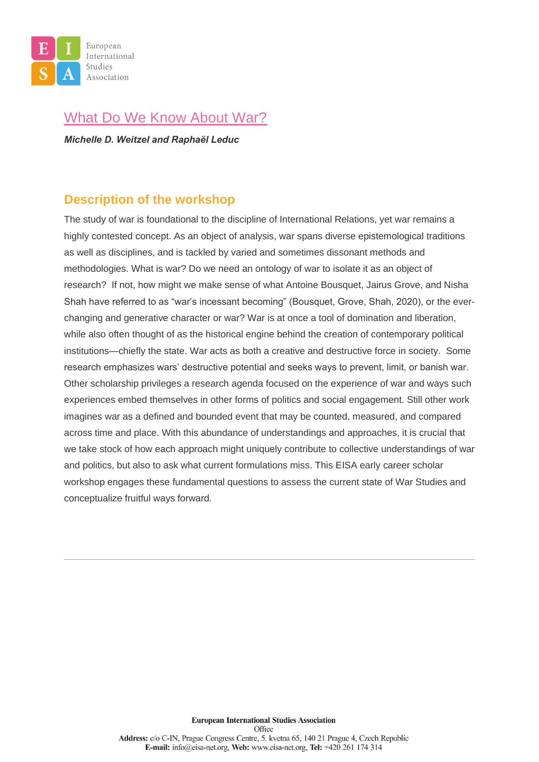# What Do We Know About War?

***Michelle D. Weitzel and Raphaël Leduc***

## Description of the workshop

The study of war is foundational to the discipline of International Relations, yet war remains a highly contested concept. As an object of analysis, war spans diverse epistemological traditions as well as disciplines, and is tackled by varied and sometimes dissonant methods and methodologies. What is war? Do we need an ontology of war to isolate it as an object of research? If not, how might we make sense of what Antoine Bousquet, Jairus Grove, and Nisha Shah have referred to as "war's incessant becoming" (Bousquet, Grove, Shah, 2020), or the ever-changing and generative character or war? War is at once a tool of domination and liberation, while also often thought of as the historical engine behind the creation of contemporary political institutions—chiefly the state. War acts as both a creative and destructive force in society. Some research emphasizes wars' destructive potential and seeks ways to prevent, limit, or banish war. Other scholarship privileges a research agenda focused on the experience of war and ways such experiences embed themselves in other forms of politics and social engagement. Still other work imagines war as a defined and bounded event that may be counted, measured, and compared across time and place. With this abundance of understandings and approaches, it is crucial that we take stock of how each approach might uniquely contribute to collective understandings of war and politics, but also to ask what current formulations miss. This EISA early career scholar workshop engages these fundamental questions to assess the current state of War Studies and conceptualize fruitful ways forward.

---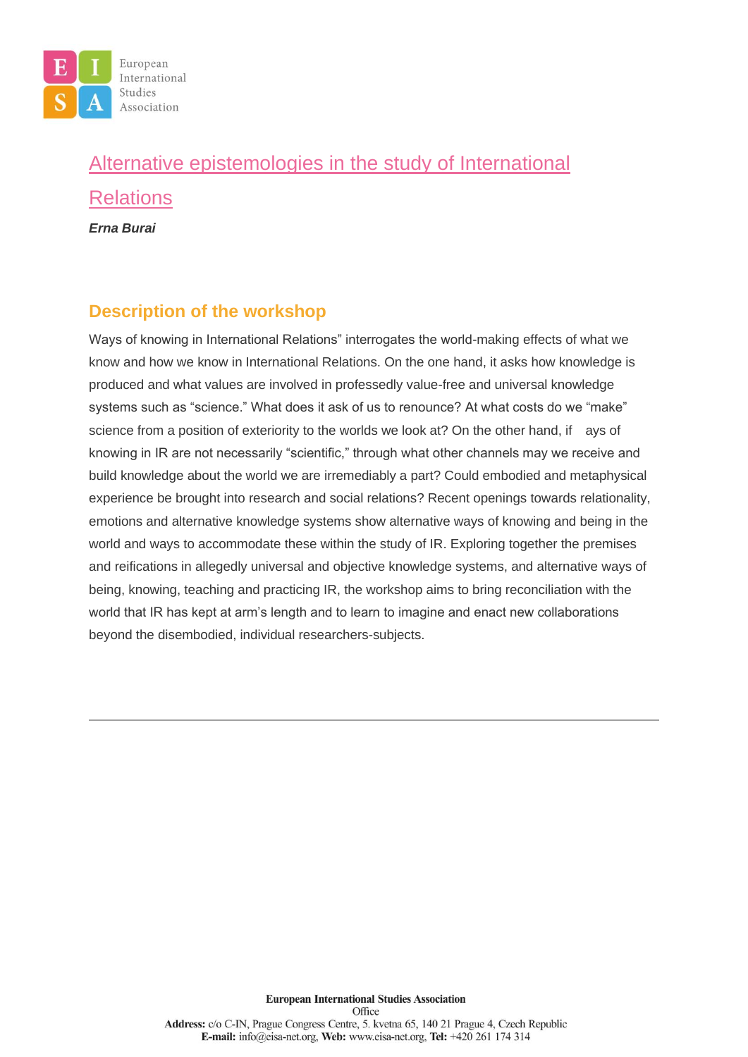# Alternative epistemologies in the study of International Relations

***Erna Burai***

## Description of the workshop

Ways of knowing in International Relations" interrogates the world-making effects of what we know and how we know in International Relations. On the one hand, it asks how knowledge is produced and what values are involved in professedly value-free and universal knowledge systems such as "science." What does it ask of us to renounce? At what costs do we "make" science from a position of exteriority to the worlds we look at? On the other hand, if ays of knowing in IR are not necessarily "scientific," through what other channels may we receive and build knowledge about the world we are irremediably a part? Could embodied and metaphysical experience be brought into research and social relations? Recent openings towards relationality, emotions and alternative knowledge systems show alternative ways of knowing and being in the world and ways to accommodate these within the study of IR. Exploring together the premises and reifications in allegedly universal and objective knowledge systems, and alternative ways of being, knowing, teaching and practicing IR, the workshop aims to bring reconciliation with the world that IR has kept at arm's length and to learn to imagine and enact new collaborations beyond the disembodied, individual researchers-subjects.

---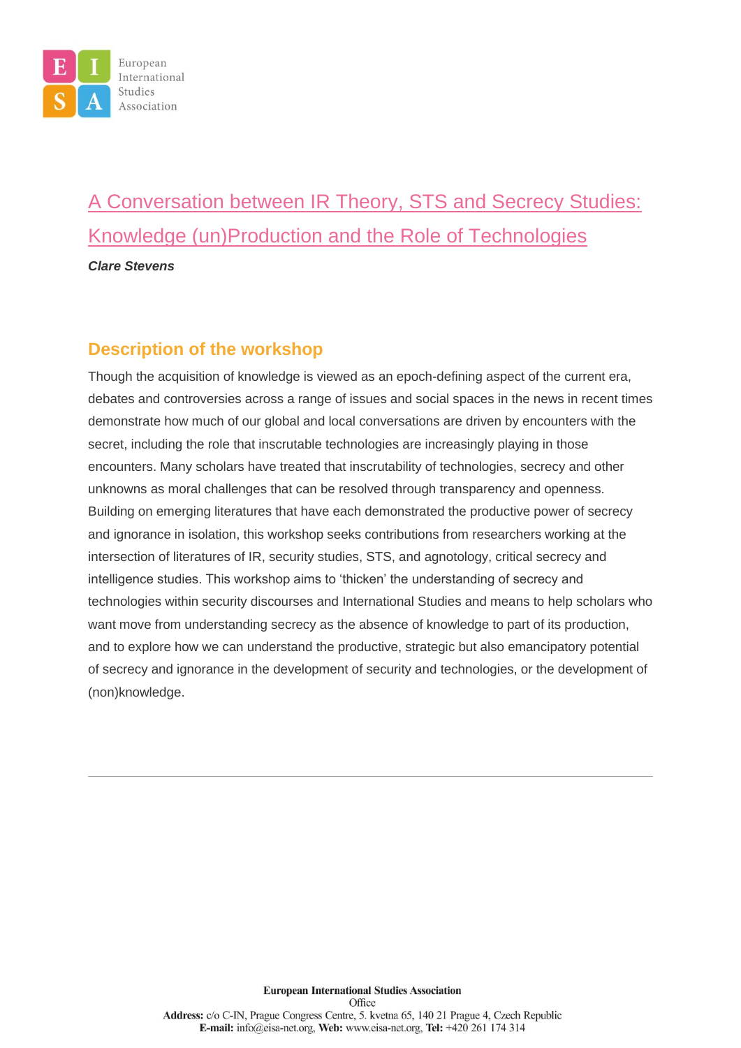# A Conversation between IR Theory, STS and Secrecy Studies: Knowledge (un)Production and the Role of Technologies

***Clare Stevens***

## Description of the workshop

Though the acquisition of knowledge is viewed as an epoch-defining aspect of the current era, debates and controversies across a range of issues and social spaces in the news in recent times demonstrate how much of our global and local conversations are driven by encounters with the secret, including the role that inscrutable technologies are increasingly playing in those encounters. Many scholars have treated that inscrutability of technologies, secrecy and other unknowns as moral challenges that can be resolved through transparency and openness. Building on emerging literatures that have each demonstrated the productive power of secrecy and ignorance in isolation, this workshop seeks contributions from researchers working at the intersection of literatures of IR, security studies, STS, and agnotology, critical secrecy and intelligence studies. This workshop aims to 'thicken' the understanding of secrecy and technologies within security discourses and International Studies and means to help scholars who want move from understanding secrecy as the absence of knowledge to part of its production, and to explore how we can understand the productive, strategic but also emancipatory potential of secrecy and ignorance in the development of security and technologies, or the development of (non)knowledge.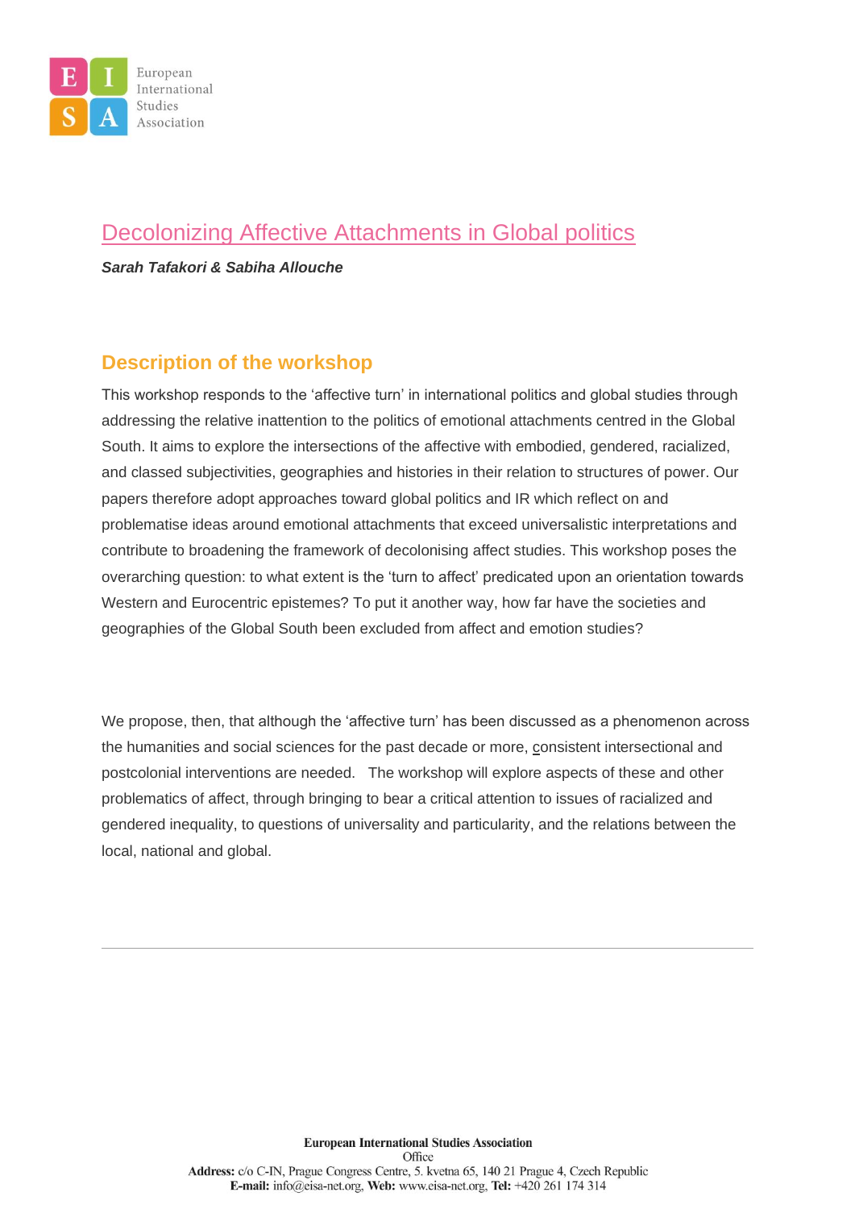## Decolonizing Affective Attachments in Global politics

***Sarah Tafakori & Sabiha Allouche***

### Description of the workshop

This workshop responds to the 'affective turn' in international politics and global studies through addressing the relative inattention to the politics of emotional attachments centred in the Global South. It aims to explore the intersections of the affective with embodied, gendered, racialized, and classed subjectivities, geographies and histories in their relation to structures of power. Our papers therefore adopt approaches toward global politics and IR which reflect on and problematise ideas around emotional attachments that exceed universalistic interpretations and contribute to broadening the framework of decolonising affect studies. This workshop poses the overarching question: to what extent is the 'turn to affect' predicated upon an orientation towards Western and Eurocentric epistemes? To put it another way, how far have the societies and geographies of the Global South been excluded from affect and emotion studies?

We propose, then, that although the 'affective turn' has been discussed as a phenomenon across the humanities and social sciences for the past decade or more, consistent intersectional and postcolonial interventions are needed. The workshop will explore aspects of these and other problematics of affect, through bringing to bear a critical attention to issues of racialized and gendered inequality, to questions of universality and particularity, and the relations between the local, national and global.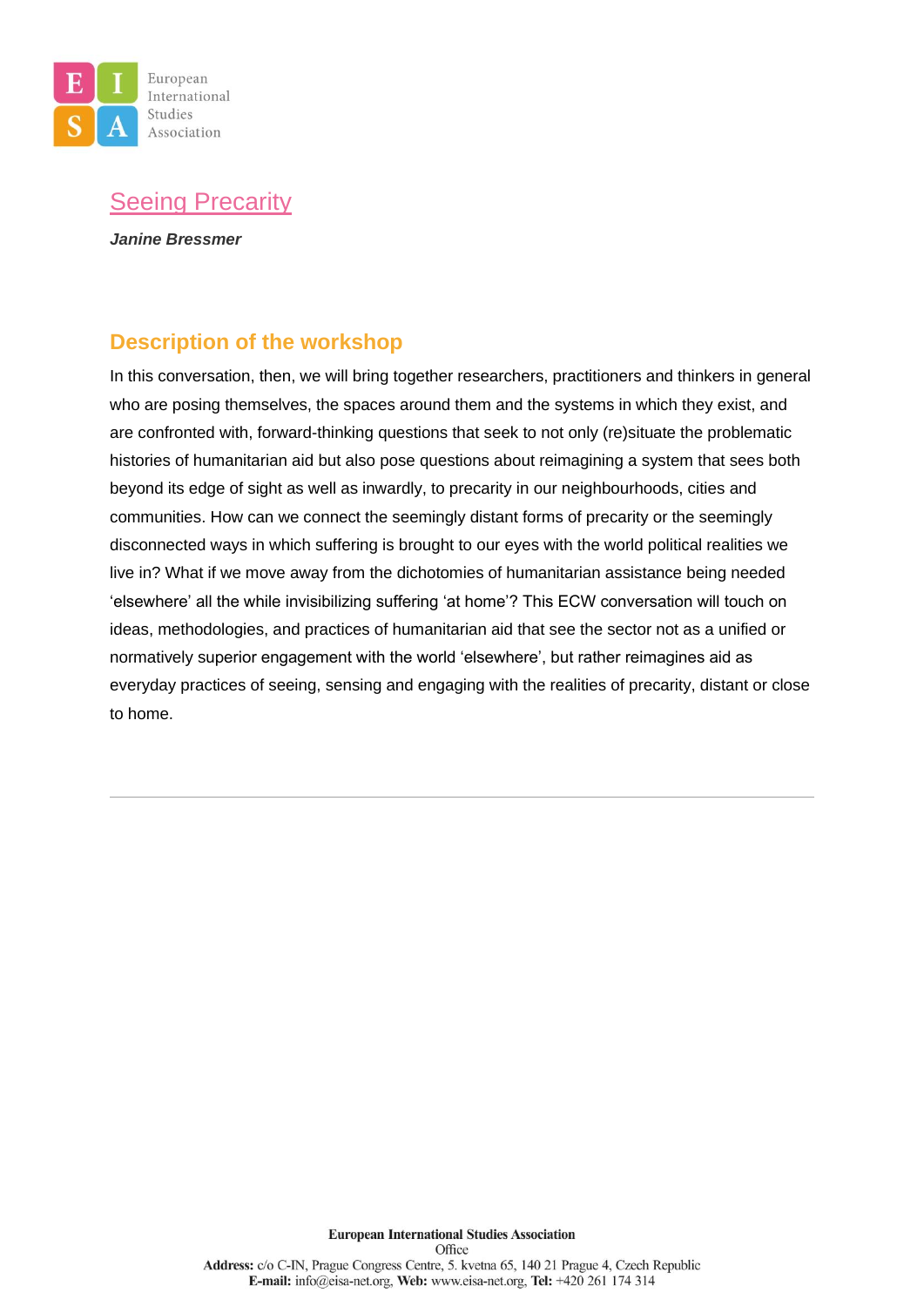## Seeing Precarity

***Janine Bressmer***

### Description of the workshop

In this conversation, then, we will bring together researchers, practitioners and thinkers in general who are posing themselves, the spaces around them and the systems in which they exist, and are confronted with, forward-thinking questions that seek to not only (re)situate the problematic histories of humanitarian aid but also pose questions about reimagining a system that sees both beyond its edge of sight as well as inwardly, to precarity in our neighbourhoods, cities and communities. How can we connect the seemingly distant forms of precarity or the seemingly disconnected ways in which suffering is brought to our eyes with the world political realities we live in? What if we move away from the dichotomies of humanitarian assistance being needed 'elsewhere' all the while invisibilizing suffering 'at home'? This ECW conversation will touch on ideas, methodologies, and practices of humanitarian aid that see the sector not as a unified or normatively superior engagement with the world 'elsewhere', but rather reimagines aid as everyday practices of seeing, sensing and engaging with the realities of precarity, distant or close to home.

---